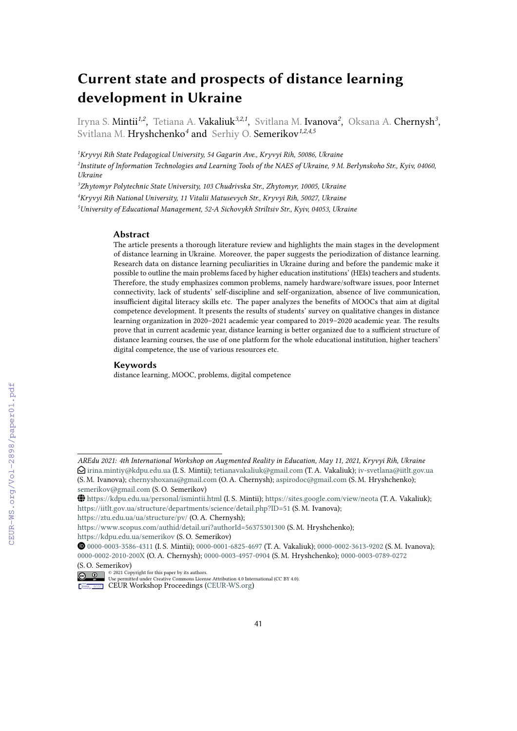# Current state and prospects of distance learning development in Ukraine

Iryna S. Mintii[1,2], Tetiana A. Vakaliuk[3,2,1], Svitlana M. Ivanova[2], Oksana A. Chernysh[3], Svitlana M. Hryshchenko[4] and Serhiy O. Semerikov[1,2,4,5]

[1] *Kryvyi Rih State Pedagogical University, 54 Gagarin Ave., Kryvyi Rih, 50086, Ukraine*

[2] *Institute of Information Technologies and Learning Tools of the NAES of Ukraine, 9 M. Berlynskoho Str., Kyiv, 04060, Ukraine*

[3] *Zhytomyr Polytechnic State University, 103 Chudrivska Str., Zhytomyr, 10005, Ukraine*

[4] *Kryvyi Rih National University, 11 Vitalii Matusevych Str., Kryvyi Rih, 50027, Ukraine*

[5] *University of Educational Management, 52-A Sichovykh Striltsiv Str., Kyiv, 04053, Ukraine*

## Abstract

The article presents a thorough literature review and highlights the main stages in the development of distance learning in Ukraine. Moreover, the paper suggests the periodization of distance learning. Research data on distance learning peculiarities in Ukraine during and before the pandemic make it possible to outline the main problems faced by higher education institutions' (HEIs) teachers and students. Therefore, the study emphasizes common problems, namely hardware/software issues, poor Internet connectivity, lack of students' self-discipline and self-organization, absence of live communication, insufficient digital literacy skills etc. The paper analyzes the benefits of MOOCs that aim at digital competence development. It presents the results of students' survey on qualitative changes in distance learning organization in 2020–2021 academic year compared to 2019–2020 academic year. The results prove that in current academic year, distance learning is better organized due to a sufficient structure of distance learning courses, the use of one platform for the whole educational institution, higher teachers' digital competence, the use of various resources etc.

## Keywords

distance learning, MOOC, problems, digital competence

---

*AREdu 2021: 4th International Workshop on Augmented Reality in Education, May 11, 2021, Kryvyi Rih, Ukraine*

irina.mintiy@kdpu.edu.ua (I. S. Mintii); tetianavakaliuk@gmail.com (T. A. Vakaliuk); iv-svetlana@iitlt.gov.ua (S. M. Ivanova); chernyshoxana@gmail.com (O. A. Chernysh); aspirodoc@gmail.com (S. M. Hryshchenko); semerikov@gmail.com (S. O. Semerikov)

https://kdpu.edu.ua/personal/ismintii.html (I. S. Mintii); https://sites.google.com/view/neota (T. A. Vakaliuk); https://iitlt.gov.ua/structure/departments/science/detail.php?ID=51 (S. M. Ivanova); https://ztu.edu.ua/ua/structure/pv/ (O. A. Chernysh); https://www.scopus.com/authid/detail.uri?authorId=56375301300 (S. M. Hryshchenko); https://kdpu.edu.ua/semerikov (S. O. Semerikov)

0000-0003-3586-4311 (I. S. Mintii); 0000-0001-6825-4697 (T. A. Vakaliuk); 0000-0002-3613-9202 (S. M. Ivanova); 0000-0002-2010-200X (O. A. Chernysh); 0000-0003-4957-0904 (S. M. Hryshchenko); 0000-0003-0789-0272 (S. O. Semerikov)

© 2021 Copyright for this paper by its authors. Use permitted under Creative Commons License Attribution 4.0 International (CC BY 4.0).

CEUR Workshop Proceedings (CEUR-WS.org)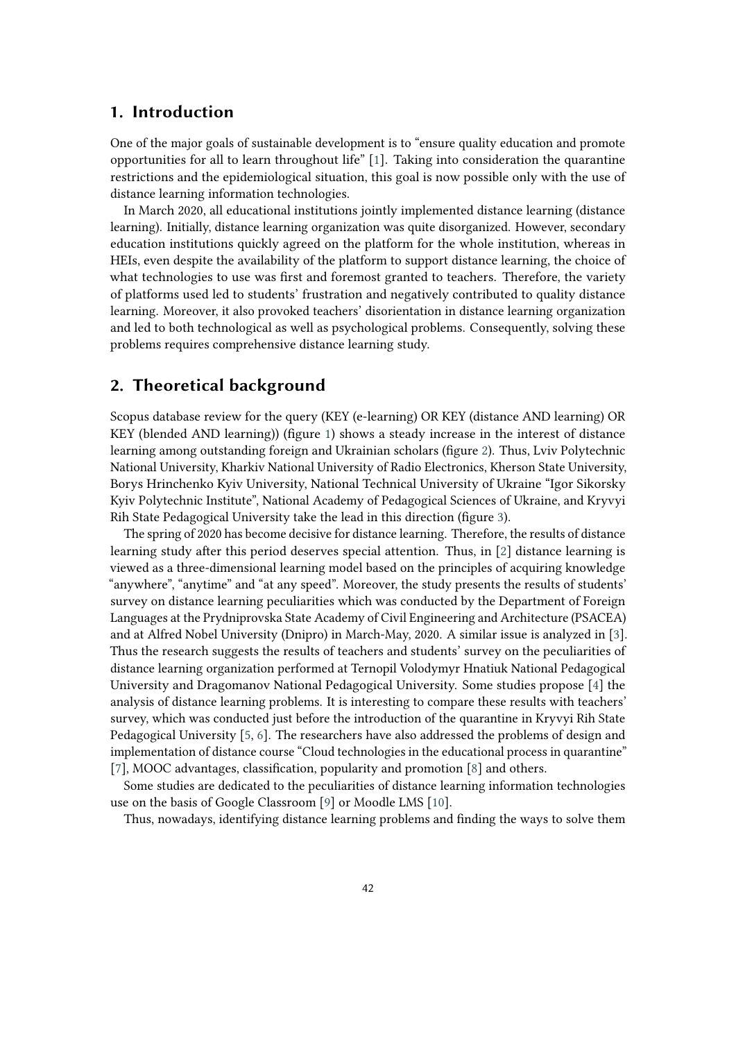## 1. Introduction

One of the major goals of sustainable development is to "ensure quality education and promote opportunities for all to learn throughout life" [1]. Taking into consideration the quarantine restrictions and the epidemiological situation, this goal is now possible only with the use of distance learning information technologies.

In March 2020, all educational institutions jointly implemented distance learning (distance learning). Initially, distance learning organization was quite disorganized. However, secondary education institutions quickly agreed on the platform for the whole institution, whereas in HEIs, even despite the availability of the platform to support distance learning, the choice of what technologies to use was first and foremost granted to teachers. Therefore, the variety of platforms used led to students' frustration and negatively contributed to quality distance learning. Moreover, it also provoked teachers' disorientation in distance learning organization and led to both technological as well as psychological problems. Consequently, solving these problems requires comprehensive distance learning study.

## 2. Theoretical background

Scopus database review for the query (KEY (e-learning) OR KEY (distance AND learning) OR KEY (blended AND learning)) (figure 1) shows a steady increase in the interest of distance learning among outstanding foreign and Ukrainian scholars (figure 2). Thus, Lviv Polytechnic National University, Kharkiv National University of Radio Electronics, Kherson State University, Borys Hrinchenko Kyiv University, National Technical University of Ukraine "Igor Sikorsky Kyiv Polytechnic Institute", National Academy of Pedagogical Sciences of Ukraine, and Kryvyi Rih State Pedagogical University take the lead in this direction (figure 3).

The spring of 2020 has become decisive for distance learning. Therefore, the results of distance learning study after this period deserves special attention. Thus, in [2] distance learning is viewed as a three-dimensional learning model based on the principles of acquiring knowledge "anywhere", "anytime" and "at any speed". Moreover, the study presents the results of students' survey on distance learning peculiarities which was conducted by the Department of Foreign Languages at the Prydniprovska State Academy of Civil Engineering and Architecture (PSACEA) and at Alfred Nobel University (Dnipro) in March-May, 2020. A similar issue is analyzed in [3]. Thus the research suggests the results of teachers and students' survey on the peculiarities of distance learning organization performed at Ternopil Volodymyr Hnatiuk National Pedagogical University and Dragomanov National Pedagogical University. Some studies propose [4] the analysis of distance learning problems. It is interesting to compare these results with teachers' survey, which was conducted just before the introduction of the quarantine in Kryvyi Rih State Pedagogical University [5, 6]. The researchers have also addressed the problems of design and implementation of distance course "Cloud technologies in the educational process in quarantine" [7], MOOC advantages, classification, popularity and promotion [8] and others.

Some studies are dedicated to the peculiarities of distance learning information technologies use on the basis of Google Classroom [9] or Moodle LMS [10].

Thus, nowadays, identifying distance learning problems and finding the ways to solve them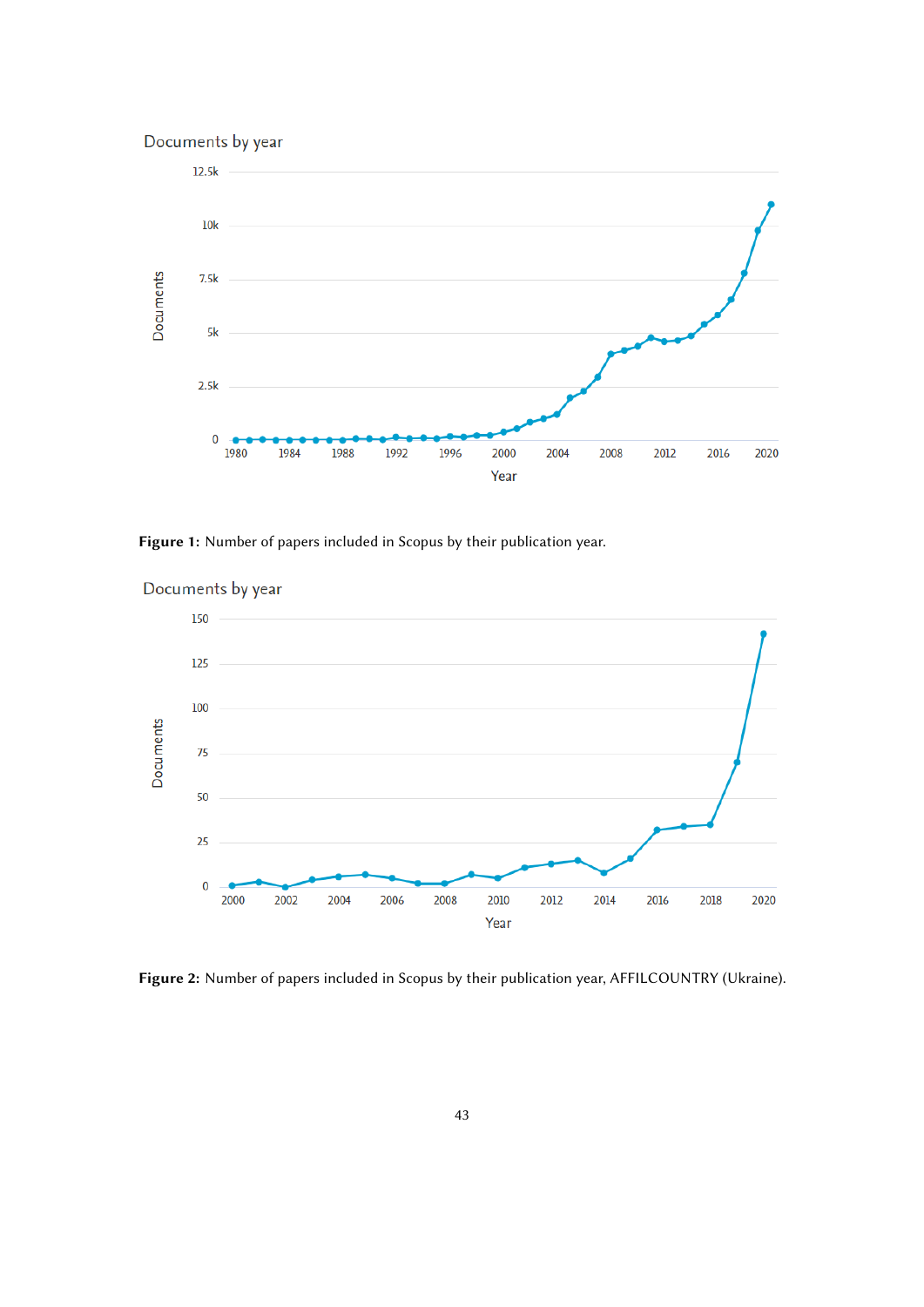**Figure 1:** Number of papers included in Scopus by their publication year.

**Figure 2:** Number of papers included in Scopus by their publication year, AFFILCOUNTRY (Ukraine).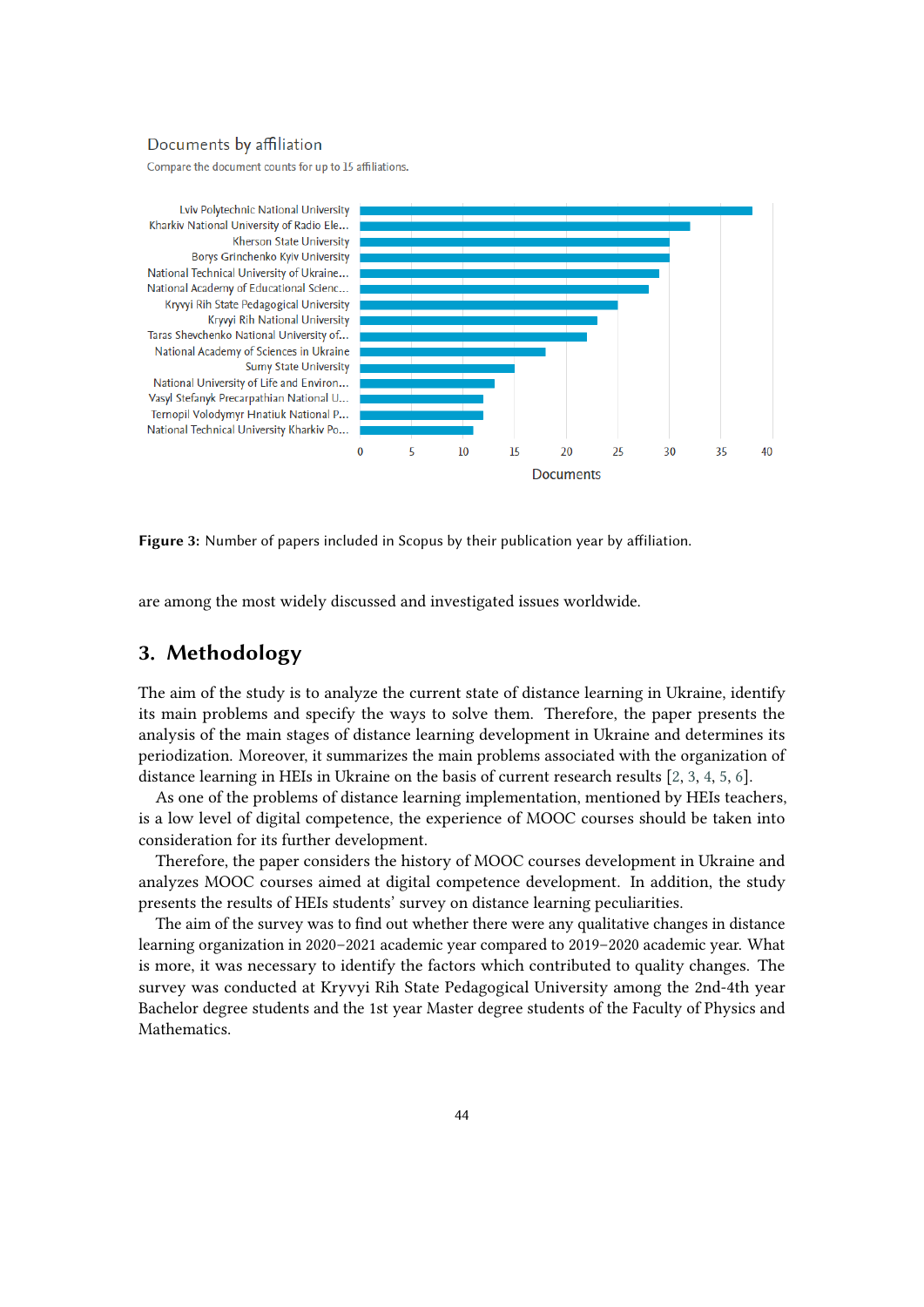Documents by affiliation

Compare the document counts for up to 15 affiliations.

| Affiliation | Documents |
|---|---|
| Lviv Polytechnic National University | 38 |
| Kharkiv National University of Radio Ele... | 32 |
| Kherson State University | 30 |
| Borys Grinchenko Kyiv University | 30 |
| National Technical University of Ukraine... | 29 |
| National Academy of Educational Scienc... | 28 |
| Kryvyi Rih State Pedagogical University | 25 |
| Kryvyi Rih National University | 23 |
| Taras Shevchenko National University of... | 22 |
| National Academy of Sciences in Ukraine | 18 |
| Sumy State University | 15 |
| National University of Life and Environ... | 13 |
| Vasyl Stefanyk Precarpathian National U... | 12 |
| Ternopil Volodymyr Hnatiuk National P... | 12 |
| National Technical University Kharkiv Po... | 11 |

**Figure 3:** Number of papers included in Scopus by their publication year by affiliation.

are among the most widely discussed and investigated issues worldwide.

## 3. Methodology

The aim of the study is to analyze the current state of distance learning in Ukraine, identify its main problems and specify the ways to solve them. Therefore, the paper presents the analysis of the main stages of distance learning development in Ukraine and determines its periodization. Moreover, it summarizes the main problems associated with the organization of distance learning in HEIs in Ukraine on the basis of current research results [2, 3, 4, 5, 6].

As one of the problems of distance learning implementation, mentioned by HEIs teachers, is a low level of digital competence, the experience of MOOC courses should be taken into consideration for its further development.

Therefore, the paper considers the history of MOOC courses development in Ukraine and analyzes MOOC courses aimed at digital competence development. In addition, the study presents the results of HEIs students' survey on distance learning peculiarities.

The aim of the survey was to find out whether there were any qualitative changes in distance learning organization in 2020–2021 academic year compared to 2019–2020 academic year. What is more, it was necessary to identify the factors which contributed to quality changes. The survey was conducted at Kryvyi Rih State Pedagogical University among the 2nd-4th year Bachelor degree students and the 1st year Master degree students of the Faculty of Physics and Mathematics.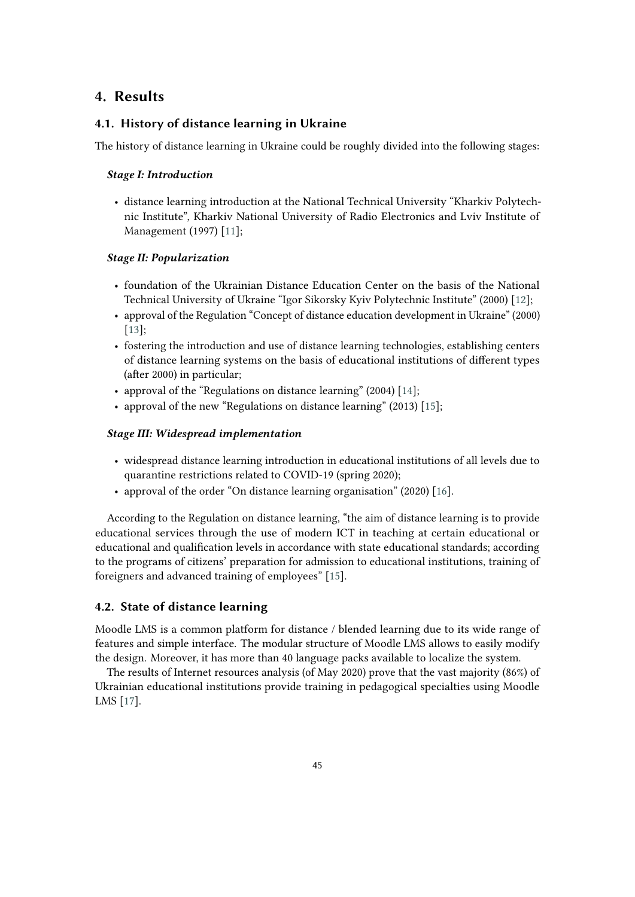## 4. Results

### 4.1. History of distance learning in Ukraine

The history of distance learning in Ukraine could be roughly divided into the following stages:

***Stage I: Introduction***

- distance learning introduction at the National Technical University "Kharkiv Polytechnic Institute", Kharkiv National University of Radio Electronics and Lviv Institute of Management (1997) [11];

***Stage II: Popularization***

- foundation of the Ukrainian Distance Education Center on the basis of the National Technical University of Ukraine "Igor Sikorsky Kyiv Polytechnic Institute" (2000) [12];
- approval of the Regulation "Concept of distance education development in Ukraine" (2000) [13];
- fostering the introduction and use of distance learning technologies, establishing centers of distance learning systems on the basis of educational institutions of different types (after 2000) in particular;
- approval of the "Regulations on distance learning" (2004) [14];
- approval of the new "Regulations on distance learning" (2013) [15];

***Stage III: Widespread implementation***

- widespread distance learning introduction in educational institutions of all levels due to quarantine restrictions related to COVID-19 (spring 2020);
- approval of the order "On distance learning organisation" (2020) [16].

According to the Regulation on distance learning, "the aim of distance learning is to provide educational services through the use of modern ICT in teaching at certain educational or educational and qualification levels in accordance with state educational standards; according to the programs of citizens' preparation for admission to educational institutions, training of foreigners and advanced training of employees" [15].

### 4.2. State of distance learning

Moodle LMS is a common platform for distance / blended learning due to its wide range of features and simple interface. The modular structure of Moodle LMS allows to easily modify the design. Moreover, it has more than 40 language packs available to localize the system.

The results of Internet resources analysis (of May 2020) prove that the vast majority (86%) of Ukrainian educational institutions provide training in pedagogical specialties using Moodle LMS [17].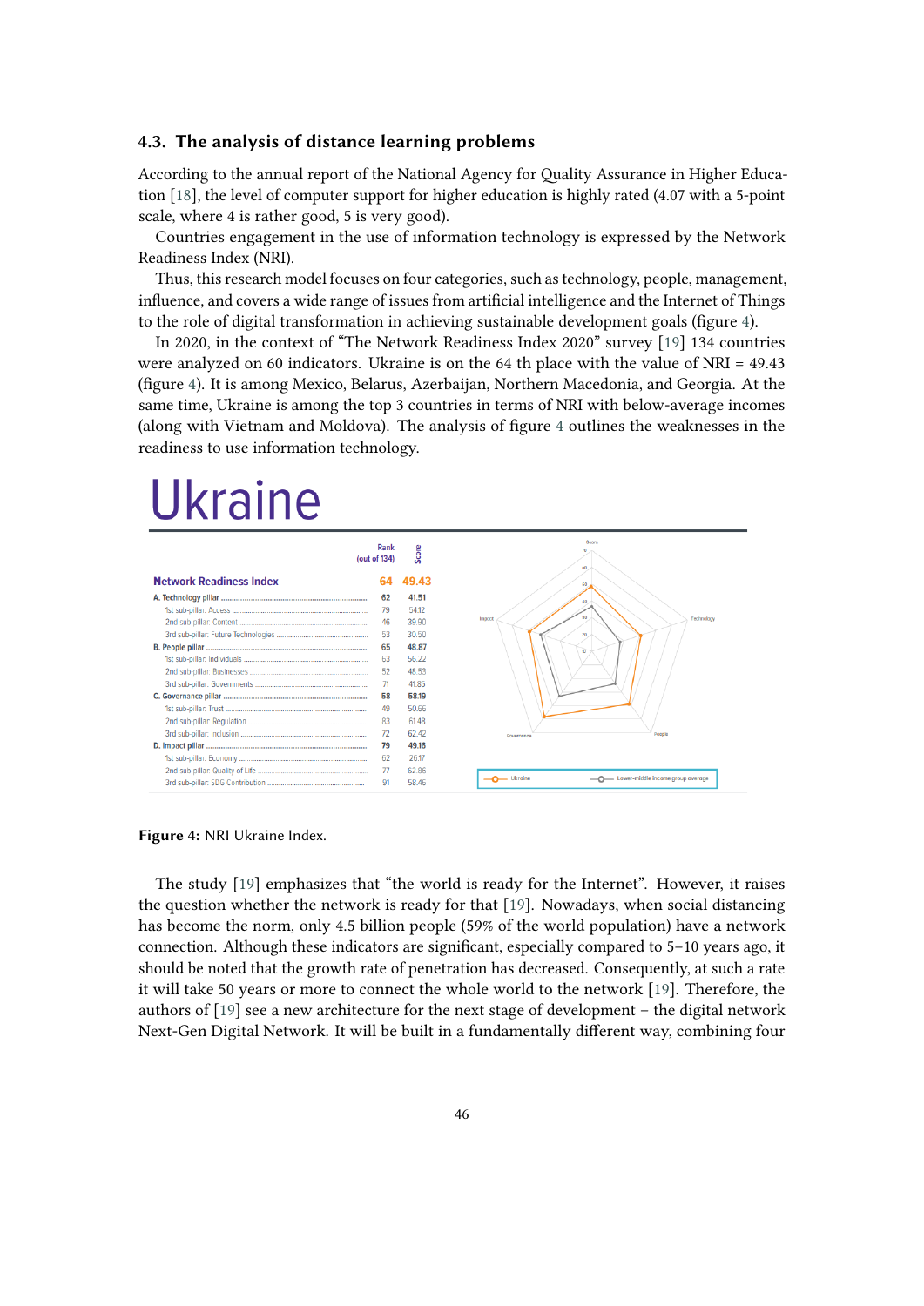### 4.3. The analysis of distance learning problems

According to the annual report of the National Agency for Quality Assurance in Higher Education [18], the level of computer support for higher education is highly rated (4.07 with a 5-point scale, where 4 is rather good, 5 is very good).

Countries engagement in the use of information technology is expressed by the Network Readiness Index (NRI).

Thus, this research model focuses on four categories, such as technology, people, management, influence, and covers a wide range of issues from artificial intelligence and the Internet of Things to the role of digital transformation in achieving sustainable development goals (figure 4).

In 2020, in the context of "The Network Readiness Index 2020" survey [19] 134 countries were analyzed on 60 indicators. Ukraine is on the 64 th place with the value of NRI = 49.43 (figure 4). It is among Mexico, Belarus, Azerbaijan, Northern Macedonia, and Georgia. At the same time, Ukraine is among the top 3 countries in terms of NRI with below-average incomes (along with Vietnam and Moldova). The analysis of figure 4 outlines the weaknesses in the readiness to use information technology.

**Ukraine**

| | Rank (out of 134) | Score |
|---|---|---|
| **Network Readiness Index** | **64** | **49.43** |
| **A. Technology pillar** | **62** | **41.51** |
| 1st sub-pillar: Access | 79 | 54.12 |
| 2nd sub-pillar: Content | 46 | 39.90 |
| 3rd sub-pillar: Future Technologies | 53 | 30.50 |
| **B. People pillar** | **65** | **48.87** |
| 1st sub-pillar: Individuals | 63 | 56.22 |
| 2nd sub-pillar: Businesses | 52 | 48.53 |
| 3rd sub-pillar: Governments | 71 | 41.85 |
| **C. Governance pillar** | **58** | **58.19** |
| 1st sub-pillar: Trust | 49 | 50.66 |
| 2nd sub-pillar: Regulation | 83 | 61.48 |
| 3rd sub-pillar: Inclusion | 72 | 62.42 |
| **D. Impact pillar** | **79** | **49.16** |
| 1st sub-pillar: Economy | 62 | 26.17 |
| 2nd sub-pillar: Quality of Life | 77 | 62.86 |
| 3rd sub-pillar: SDG Contribution | 91 | 58.46 |

**Figure 4:** NRI Ukraine Index.

The study [19] emphasizes that "the world is ready for the Internet". However, it raises the question whether the network is ready for that [19]. Nowadays, when social distancing has become the norm, only 4.5 billion people (59% of the world population) have a network connection. Although these indicators are significant, especially compared to 5–10 years ago, it should be noted that the growth rate of penetration has decreased. Consequently, at such a rate it will take 50 years or more to connect the whole world to the network [19]. Therefore, the authors of [19] see a new architecture for the next stage of development – the digital network Next-Gen Digital Network. It will be built in a fundamentally different way, combining four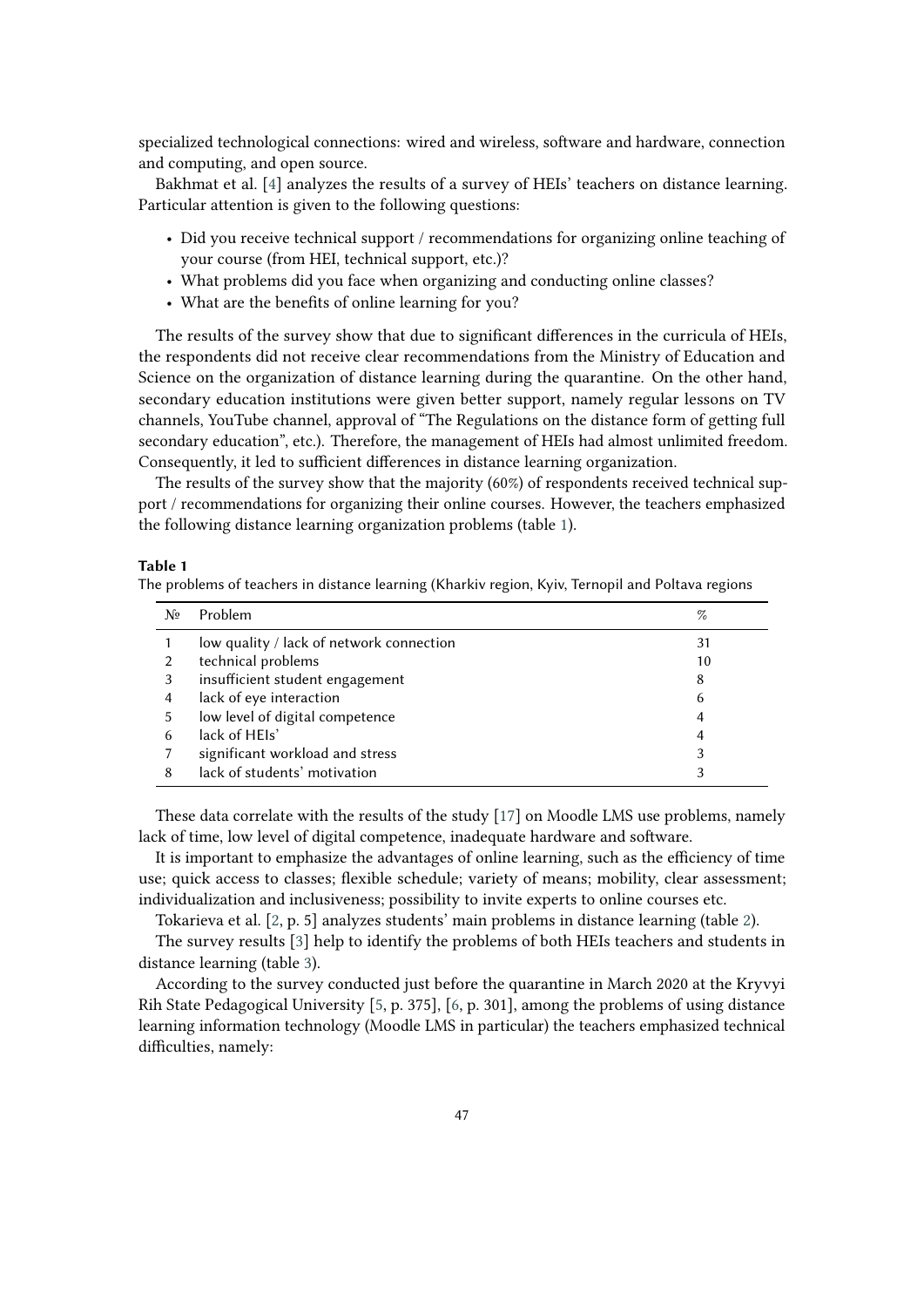specialized technological connections: wired and wireless, software and hardware, connection and computing, and open source.

Bakhmat et al. [4] analyzes the results of a survey of HEIs' teachers on distance learning. Particular attention is given to the following questions:

- Did you receive technical support / recommendations for organizing online teaching of your course (from HEI, technical support, etc.)?
- What problems did you face when organizing and conducting online classes?
- What are the benefits of online learning for you?

The results of the survey show that due to significant differences in the curricula of HEIs, the respondents did not receive clear recommendations from the Ministry of Education and Science on the organization of distance learning during the quarantine. On the other hand, secondary education institutions were given better support, namely regular lessons on TV channels, YouTube channel, approval of "The Regulations on the distance form of getting full secondary education", etc.). Therefore, the management of HEIs had almost unlimited freedom. Consequently, it led to sufficient differences in distance learning organization.

The results of the survey show that the majority (60%) of respondents received technical support / recommendations for organizing their online courses. However, the teachers emphasized the following distance learning organization problems (table 1).

**Table 1**
The problems of teachers in distance learning (Kharkiv region, Kyiv, Ternopil and Poltava regions

| № | Problem | % |
|---|---|---|
| 1 | low quality / lack of network connection | 31 |
| 2 | technical problems | 10 |
| 3 | insufficient student engagement | 8 |
| 4 | lack of eye interaction | 6 |
| 5 | low level of digital competence | 4 |
| 6 | lack of HEIs' | 4 |
| 7 | significant workload and stress | 3 |
| 8 | lack of students' motivation | 3 |

These data correlate with the results of the study [17] on Moodle LMS use problems, namely lack of time, low level of digital competence, inadequate hardware and software.

It is important to emphasize the advantages of online learning, such as the efficiency of time use; quick access to classes; flexible schedule; variety of means; mobility, clear assessment; individualization and inclusiveness; possibility to invite experts to online courses etc.

Tokarieva et al. [2, p. 5] analyzes students' main problems in distance learning (table 2).

The survey results [3] help to identify the problems of both HEIs teachers and students in distance learning (table 3).

According to the survey conducted just before the quarantine in March 2020 at the Kryvyi Rih State Pedagogical University [5, p. 375], [6, p. 301], among the problems of using distance learning information technology (Moodle LMS in particular) the teachers emphasized technical difficulties, namely: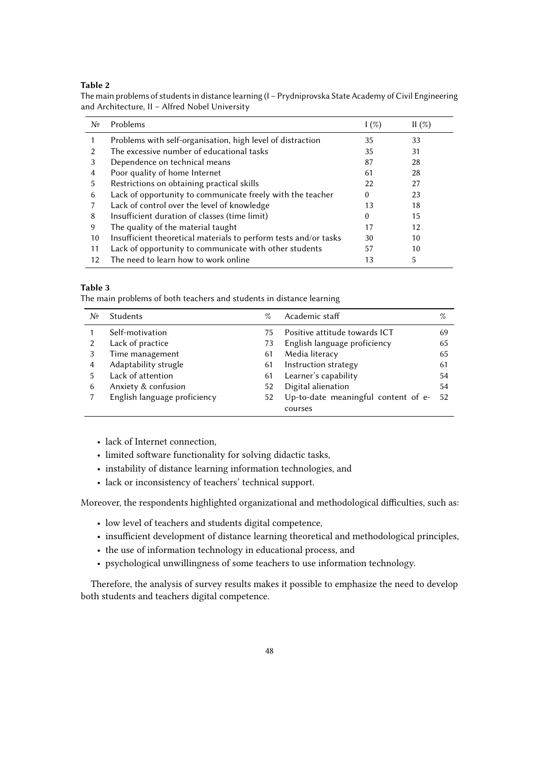**Table 2**
The main problems of students in distance learning (I – Prydniprovska State Academy of Civil Engineering and Architecture, II – Alfred Nobel University

| № | Problems | I (%) | II (%) |
|---|---|---|---|
| 1 | Problems with self-organisation, high level of distraction | 35 | 33 |
| 2 | The excessive number of educational tasks | 35 | 31 |
| 3 | Dependence on technical means | 87 | 28 |
| 4 | Poor quality of home Internet | 61 | 28 |
| 5 | Restrictions on obtaining practical skills | 22 | 27 |
| 6 | Lack of opportunity to communicate freely with the teacher | 0 | 23 |
| 7 | Lack of control over the level of knowledge | 13 | 18 |
| 8 | Insufficient duration of classes (time limit) | 0 | 15 |
| 9 | The quality of the material taught | 17 | 12 |
| 10 | Insufficient theoretical materials to perform tests and/or tasks | 30 | 10 |
| 11 | Lack of opportunity to communicate with other students | 57 | 10 |
| 12 | The need to learn how to work online | 13 | 5 |

**Table 3**
The main problems of both teachers and students in distance learning

| № | Students | % | Academic staff | % |
|---|---|---|---|---|
| 1 | Self-motivation | 75 | Positive attitude towards ICT | 69 |
| 2 | Lack of practice | 73 | English language proficiency | 65 |
| 3 | Time management | 61 | Media literacy | 65 |
| 4 | Adaptability strugle | 61 | Instruction strategy | 61 |
| 5 | Lack of attention | 61 | Learner's capability | 54 |
| 6 | Anxiety & confusion | 52 | Digital alienation | 54 |
| 7 | English language proficiency | 52 | Up-to-date meaningful content of e-courses | 52 |

- lack of Internet connection,
- limited software functionality for solving didactic tasks,
- instability of distance learning information technologies, and
- lack or inconsistency of teachers' technical support.

Moreover, the respondents highlighted organizational and methodological difficulties, such as:

- low level of teachers and students digital competence,
- insufficient development of distance learning theoretical and methodological principles,
- the use of information technology in educational process, and
- psychological unwillingness of some teachers to use information technology.

Therefore, the analysis of survey results makes it possible to emphasize the need to develop both students and teachers digital competence.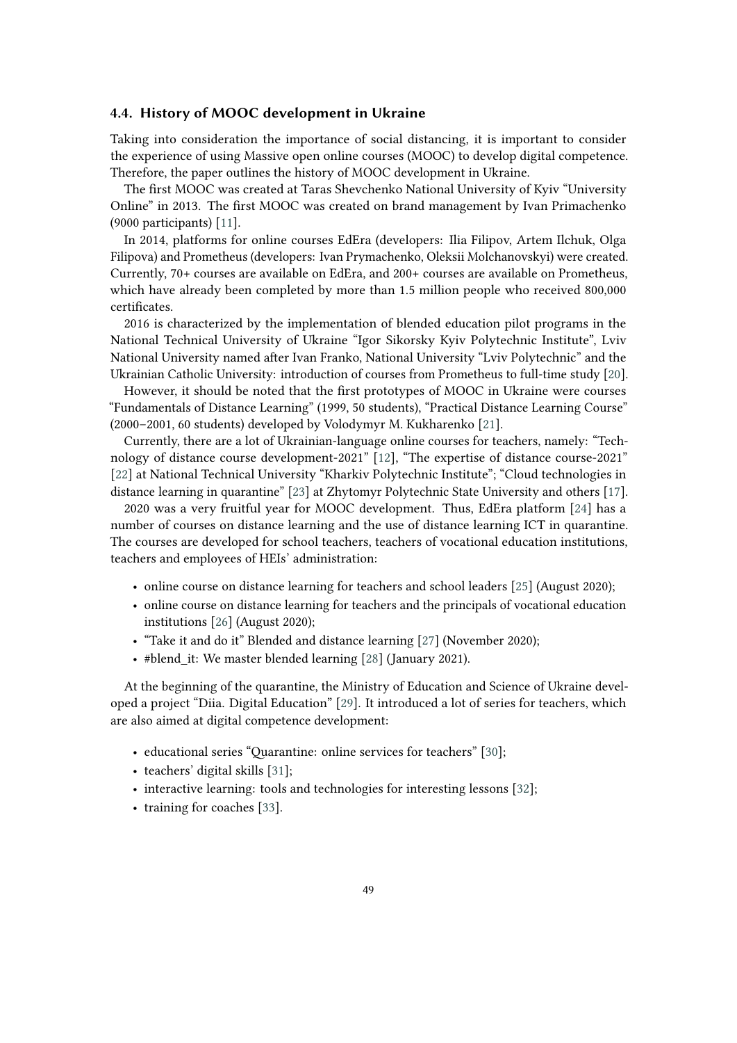### 4.4. History of MOOC development in Ukraine

Taking into consideration the importance of social distancing, it is important to consider the experience of using Massive open online courses (MOOC) to develop digital competence. Therefore, the paper outlines the history of MOOC development in Ukraine.

The first MOOC was created at Taras Shevchenko National University of Kyiv "University Online" in 2013. The first MOOC was created on brand management by Ivan Primachenko (9000 participants) [11].

In 2014, platforms for online courses EdEra (developers: Ilia Filipov, Artem Ilchuk, Olga Filipova) and Prometheus (developers: Ivan Prymachenko, Oleksii Molchanovskyi) were created. Currently, 70+ courses are available on EdEra, and 200+ courses are available on Prometheus, which have already been completed by more than 1.5 million people who received 800,000 certificates.

2016 is characterized by the implementation of blended education pilot programs in the National Technical University of Ukraine "Igor Sikorsky Kyiv Polytechnic Institute", Lviv National University named after Ivan Franko, National University "Lviv Polytechnic" and the Ukrainian Catholic University: introduction of courses from Prometheus to full-time study [20].

However, it should be noted that the first prototypes of MOOC in Ukraine were courses "Fundamentals of Distance Learning" (1999, 50 students), "Practical Distance Learning Course" (2000–2001, 60 students) developed by Volodymyr M. Kukharenko [21].

Currently, there are a lot of Ukrainian-language online courses for teachers, namely: "Technology of distance course development-2021" [12], "The expertise of distance course-2021" [22] at National Technical University "Kharkiv Polytechnic Institute"; "Cloud technologies in distance learning in quarantine" [23] at Zhytomyr Polytechnic State University and others [17].

2020 was a very fruitful year for MOOC development. Thus, EdEra platform [24] has a number of courses on distance learning and the use of distance learning ICT in quarantine. The courses are developed for school teachers, teachers of vocational education institutions, teachers and employees of HEIs' administration:

- online course on distance learning for teachers and school leaders [25] (August 2020);
- online course on distance learning for teachers and the principals of vocational education institutions [26] (August 2020);
- "Take it and do it" Blended and distance learning [27] (November 2020);
- #blend_it: We master blended learning [28] (January 2021).

At the beginning of the quarantine, the Ministry of Education and Science of Ukraine developed a project "Diia. Digital Education" [29]. It introduced a lot of series for teachers, which are also aimed at digital competence development:

- educational series "Quarantine: online services for teachers" [30];
- teachers' digital skills [31];
- interactive learning: tools and technologies for interesting lessons [32];
- training for coaches [33].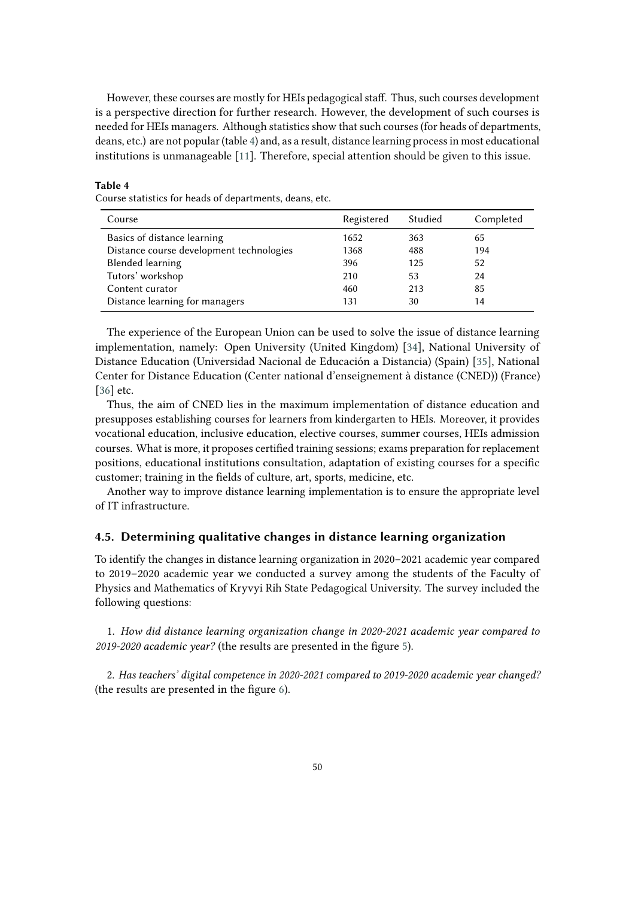However, these courses are mostly for HEIs pedagogical staff. Thus, such courses development is a perspective direction for further research. However, the development of such courses is needed for HEIs managers. Although statistics show that such courses (for heads of departments, deans, etc.) are not popular (table 4) and, as a result, distance learning process in most educational institutions is unmanageable [11]. Therefore, special attention should be given to this issue.

**Table 4**
Course statistics for heads of departments, deans, etc.

| Course | Registered | Studied | Completed |
|---|---|---|---|
| Basics of distance learning | 1652 | 363 | 65 |
| Distance course development technologies | 1368 | 488 | 194 |
| Blended learning | 396 | 125 | 52 |
| Tutors' workshop | 210 | 53 | 24 |
| Content curator | 460 | 213 | 85 |
| Distance learning for managers | 131 | 30 | 14 |

The experience of the European Union can be used to solve the issue of distance learning implementation, namely: Open University (United Kingdom) [34], National University of Distance Education (Universidad Nacional de Educación a Distancia) (Spain) [35], National Center for Distance Education (Center national d'enseignement à distance (CNED)) (France) [36] etc.

Thus, the aim of CNED lies in the maximum implementation of distance education and presupposes establishing courses for learners from kindergarten to HEIs. Moreover, it provides vocational education, inclusive education, elective courses, summer courses, HEIs admission courses. What is more, it proposes certified training sessions; exams preparation for replacement positions, educational institutions consultation, adaptation of existing courses for a specific customer; training in the fields of culture, art, sports, medicine, etc.

Another way to improve distance learning implementation is to ensure the appropriate level of IT infrastructure.

### 4.5. Determining qualitative changes in distance learning organization

To identify the changes in distance learning organization in 2020–2021 academic year compared to 2019–2020 academic year we conducted a survey among the students of the Faculty of Physics and Mathematics of Kryvyi Rih State Pedagogical University. The survey included the following questions:

1. *How did distance learning organization change in 2020-2021 academic year compared to 2019-2020 academic year?* (the results are presented in the figure 5).

2. *Has teachers' digital competence in 2020-2021 compared to 2019-2020 academic year changed?* (the results are presented in the figure 6).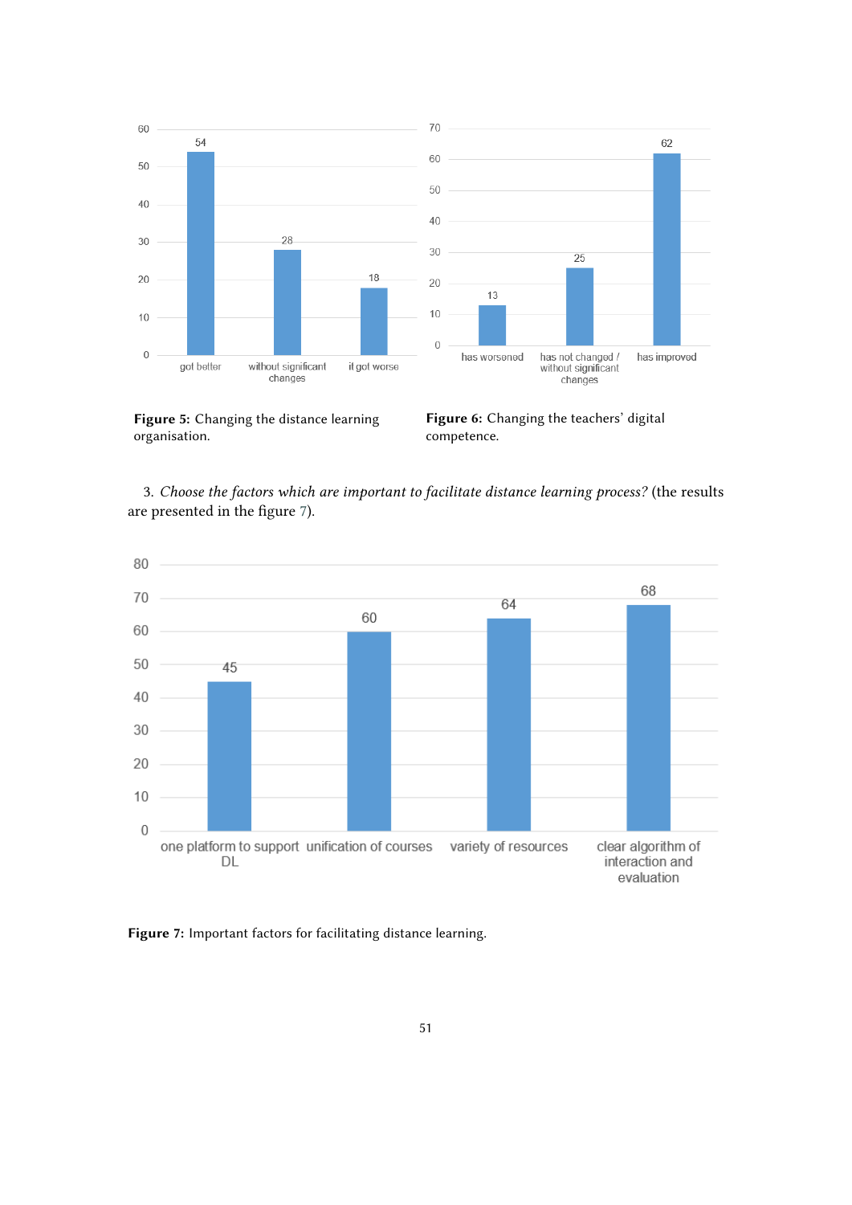Figure 5: Changing the distance learning organisation.

Figure 6: Changing the teachers' digital competence.

3. *Choose the factors which are important to facilitate distance learning process?* (the results are presented in the figure 7).

Figure 7: Important factors for facilitating distance learning.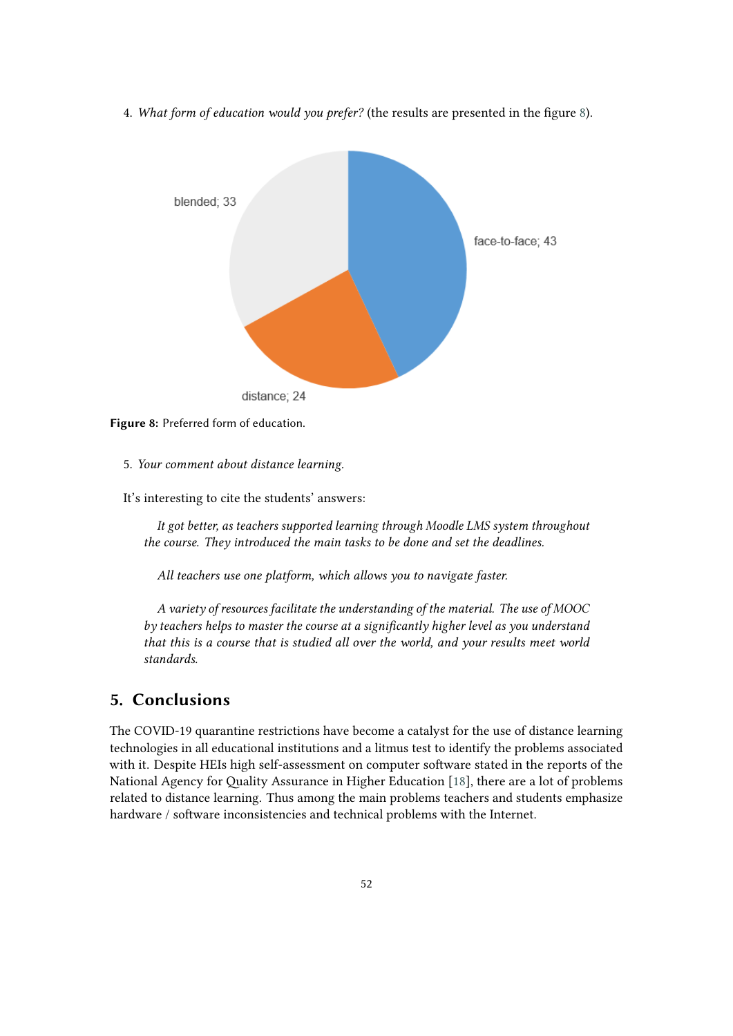4. *What form of education would you prefer?* (the results are presented in the figure 8).

**Figure 8:** Preferred form of education.

5. *Your comment about distance learning.*

It's interesting to cite the students' answers:

> *It got better, as teachers supported learning through Moodle LMS system throughout the course. They introduced the main tasks to be done and set the deadlines.*
>
> *All teachers use one platform, which allows you to navigate faster.*
>
> *A variety of resources facilitate the understanding of the material. The use of MOOC by teachers helps to master the course at a significantly higher level as you understand that this is a course that is studied all over the world, and your results meet world standards.*

## 5. Conclusions

The COVID-19 quarantine restrictions have become a catalyst for the use of distance learning technologies in all educational institutions and a litmus test to identify the problems associated with it. Despite HEIs high self-assessment on computer software stated in the reports of the National Agency for Quality Assurance in Higher Education [18], there are a lot of problems related to distance learning. Thus among the main problems teachers and students emphasize hardware / software inconsistencies and technical problems with the Internet.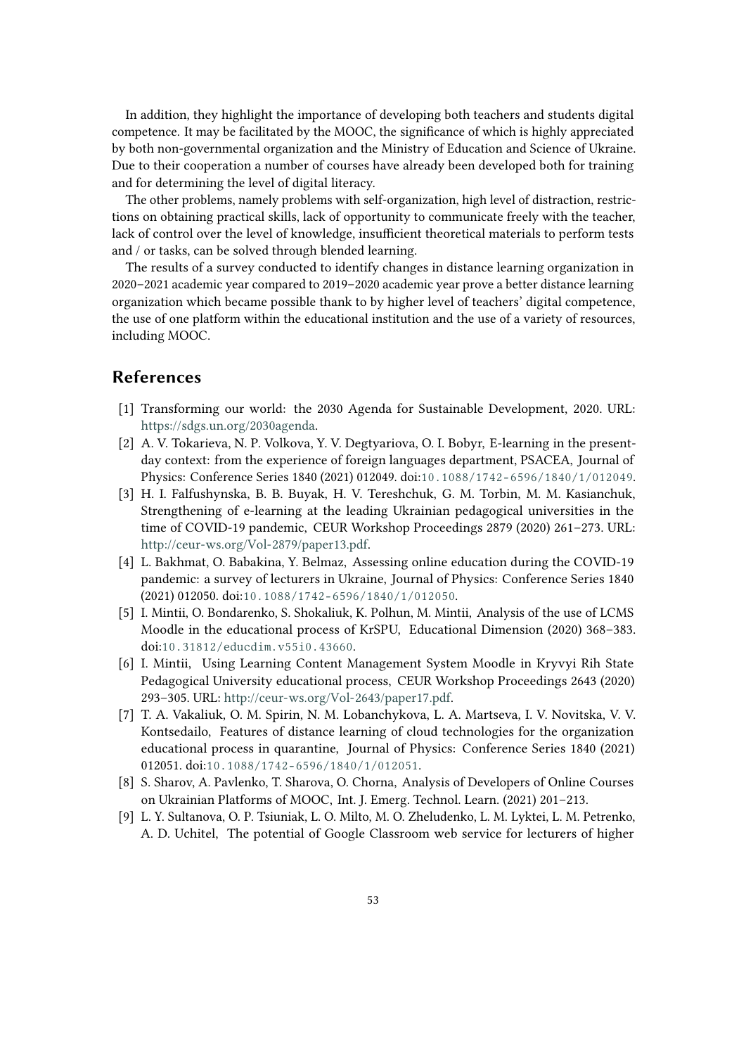In addition, they highlight the importance of developing both teachers and students digital competence. It may be facilitated by the MOOC, the significance of which is highly appreciated by both non-governmental organization and the Ministry of Education and Science of Ukraine. Due to their cooperation a number of courses have already been developed both for training and for determining the level of digital literacy.

The other problems, namely problems with self-organization, high level of distraction, restrictions on obtaining practical skills, lack of opportunity to communicate freely with the teacher, lack of control over the level of knowledge, insufficient theoretical materials to perform tests and / or tasks, can be solved through blended learning.

The results of a survey conducted to identify changes in distance learning organization in 2020–2021 academic year compared to 2019–2020 academic year prove a better distance learning organization which became possible thank to by higher level of teachers' digital competence, the use of one platform within the educational institution and the use of a variety of resources, including MOOC.

## References

[1] Transforming our world: the 2030 Agenda for Sustainable Development, 2020. URL: https://sdgs.un.org/2030agenda.

[2] A. V. Tokarieva, N. P. Volkova, Y. V. Degtyariova, O. I. Bobyr, E-learning in the present-day context: from the experience of foreign languages department, PSACEA, Journal of Physics: Conference Series 1840 (2021) 012049. doi:10.1088/1742-6596/1840/1/012049.

[3] H. I. Falfushynska, B. B. Buyak, H. V. Tereshchuk, G. M. Torbin, M. M. Kasianchuk, Strengthening of e-learning at the leading Ukrainian pedagogical universities in the time of COVID-19 pandemic, CEUR Workshop Proceedings 2879 (2020) 261–273. URL: http://ceur-ws.org/Vol-2879/paper13.pdf.

[4] L. Bakhmat, O. Babakina, Y. Belmaz, Assessing online education during the COVID-19 pandemic: a survey of lecturers in Ukraine, Journal of Physics: Conference Series 1840 (2021) 012050. doi:10.1088/1742-6596/1840/1/012050.

[5] I. Mintii, O. Bondarenko, S. Shokaliuk, K. Polhun, M. Mintii, Analysis of the use of LCMS Moodle in the educational process of KrSPU, Educational Dimension (2020) 368–383. doi:10.31812/educdim.v55i0.43660.

[6] I. Mintii, Using Learning Content Management System Moodle in Kryvyi Rih State Pedagogical University educational process, CEUR Workshop Proceedings 2643 (2020) 293–305. URL: http://ceur-ws.org/Vol-2643/paper17.pdf.

[7] T. A. Vakaliuk, O. M. Spirin, N. M. Lobanchykova, L. A. Martseva, I. V. Novitska, V. V. Kontsedailo, Features of distance learning of cloud technologies for the organization educational process in quarantine, Journal of Physics: Conference Series 1840 (2021) 012051. doi:10.1088/1742-6596/1840/1/012051.

[8] S. Sharov, A. Pavlenko, T. Sharova, O. Chorna, Analysis of Developers of Online Courses on Ukrainian Platforms of MOOC, Int. J. Emerg. Technol. Learn. (2021) 201–213.

[9] L. Y. Sultanova, O. P. Tsiuniak, L. O. Milto, M. O. Zheludenko, L. M. Lyktei, L. M. Petrenko, A. D. Uchitel, The potential of Google Classroom web service for lecturers of higher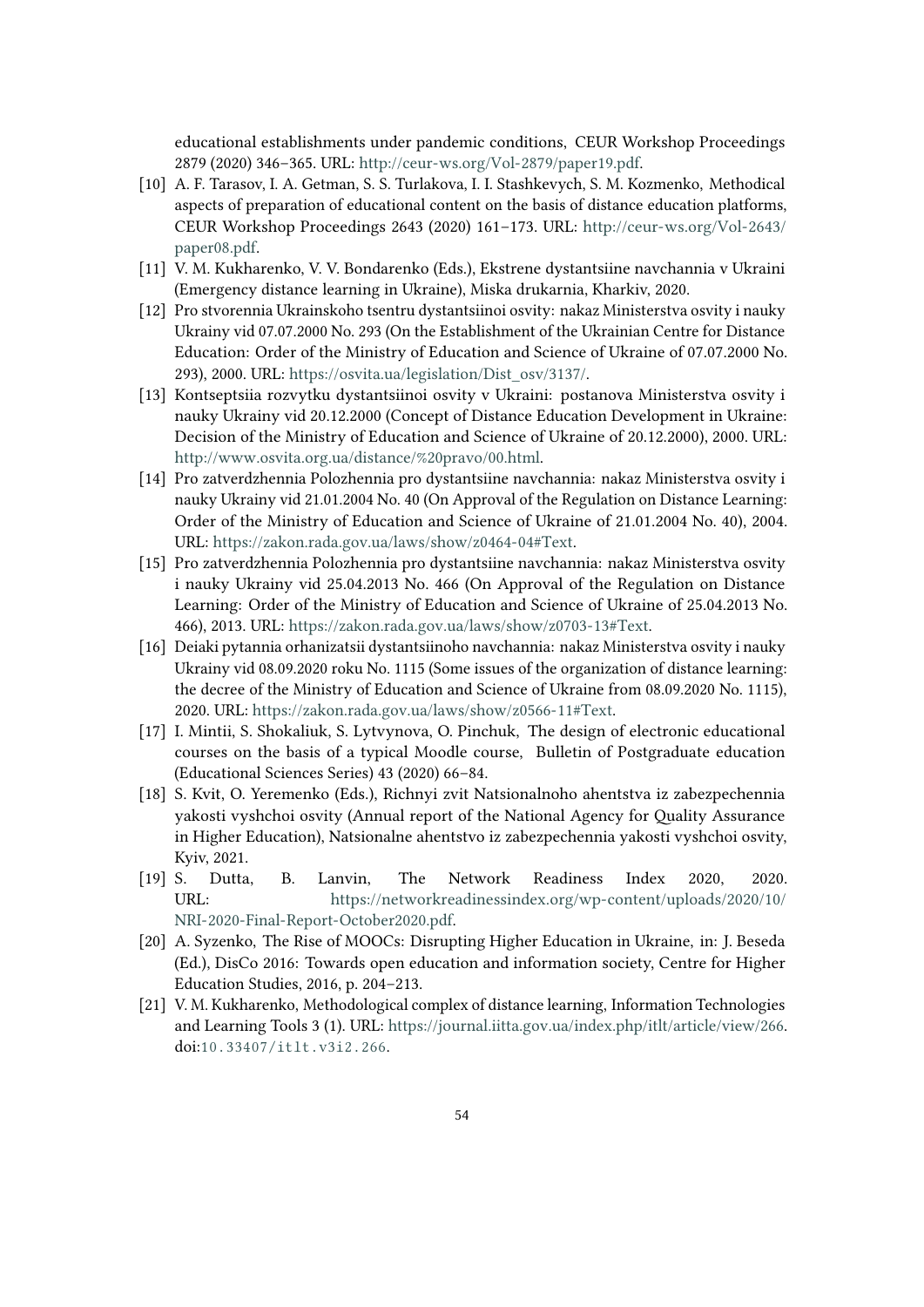educational establishments under pandemic conditions, CEUR Workshop Proceedings 2879 (2020) 346–365. URL: http://ceur-ws.org/Vol-2879/paper19.pdf.

[10] A. F. Tarasov, I. A. Getman, S. S. Turlakova, I. I. Stashkevych, S. M. Kozmenko, Methodical aspects of preparation of educational content on the basis of distance education platforms, CEUR Workshop Proceedings 2643 (2020) 161–173. URL: http://ceur-ws.org/Vol-2643/paper08.pdf.

[11] V. M. Kukharenko, V. V. Bondarenko (Eds.), Ekstrene dystantsiine navchannia v Ukraini (Emergency distance learning in Ukraine), Miska drukarnia, Kharkiv, 2020.

[12] Pro stvorennia Ukrainskoho tsentru dystantsiinoi osvity: nakaz Ministerstva osvity i nauky Ukrainy vid 07.07.2000 No. 293 (On the Establishment of the Ukrainian Centre for Distance Education: Order of the Ministry of Education and Science of Ukraine of 07.07.2000 No. 293), 2000. URL: https://osvita.ua/legislation/Dist_osv/3137/.

[13] Kontseptsiia rozvytku dystantsiinoi osvity v Ukraini: postanova Ministerstva osvity i nauky Ukrainy vid 20.12.2000 (Concept of Distance Education Development in Ukraine: Decision of the Ministry of Education and Science of Ukraine of 20.12.2000), 2000. URL: http://www.osvita.org.ua/distance/%20pravo/00.html.

[14] Pro zatverdzhennia Polozhennia pro dystantsiine navchannia: nakaz Ministerstva osvity i nauky Ukrainy vid 21.01.2004 No. 40 (On Approval of the Regulation on Distance Learning: Order of the Ministry of Education and Science of Ukraine of 21.01.2004 No. 40), 2004. URL: https://zakon.rada.gov.ua/laws/show/z0464-04#Text.

[15] Pro zatverdzhennia Polozhennia pro dystantsiine navchannia: nakaz Ministerstva osvity i nauky Ukrainy vid 25.04.2013 No. 466 (On Approval of the Regulation on Distance Learning: Order of the Ministry of Education and Science of Ukraine of 25.04.2013 No. 466), 2013. URL: https://zakon.rada.gov.ua/laws/show/z0703-13#Text.

[16] Deiaki pytannia orhanizatsii dystantsiinoho navchannia: nakaz Ministerstva osvity i nauky Ukrainy vid 08.09.2020 roku No. 1115 (Some issues of the organization of distance learning: the decree of the Ministry of Education and Science of Ukraine from 08.09.2020 No. 1115), 2020. URL: https://zakon.rada.gov.ua/laws/show/z0566-11#Text.

[17] I. Mintii, S. Shokaliuk, S. Lytvynova, O. Pinchuk, The design of electronic educational courses on the basis of a typical Moodle course, Bulletin of Postgraduate education (Educational Sciences Series) 43 (2020) 66–84.

[18] S. Kvit, O. Yeremenko (Eds.), Richnyi zvit Natsionalnoho ahentstva iz zabezpechennia yakosti vyshchoi osvity (Annual report of the National Agency for Quality Assurance in Higher Education), Natsionalne ahentstvo iz zabezpechennia yakosti vyshchoi osvity, Kyiv, 2021.

[19] S. Dutta, B. Lanvin, The Network Readiness Index 2020, 2020. URL: https://networkreadinessindex.org/wp-content/uploads/2020/10/NRI-2020-Final-Report-October2020.pdf.

[20] A. Syzenko, The Rise of MOOCs: Disrupting Higher Education in Ukraine, in: J. Beseda (Ed.), DisCo 2016: Towards open education and information society, Centre for Higher Education Studies, 2016, p. 204–213.

[21] V. M. Kukharenko, Methodological complex of distance learning, Information Technologies and Learning Tools 3 (1). URL: https://journal.iitta.gov.ua/index.php/itlt/article/view/266. doi:10.33407/itlt.v3i2.266.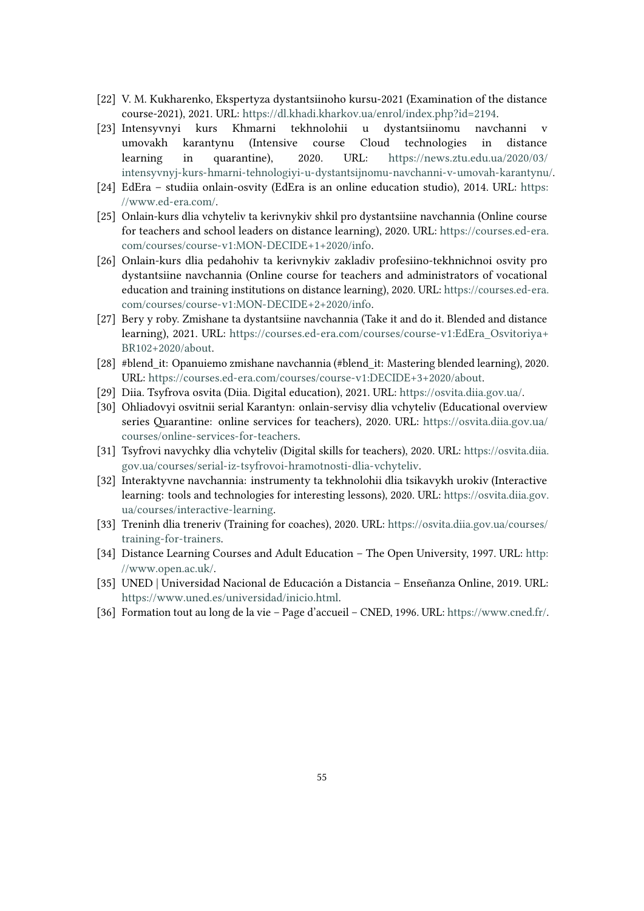[22] V. M. Kukharenko, Ekspertyza dystantsiinoho kursu-2021 (Examination of the distance course-2021), 2021. URL: https://dl.khadi.kharkov.ua/enrol/index.php?id=2194.

[23] Intensyvnyi kurs Khmarni tekhnolohii u dystantsiinomu navchanni v umovakh karantynu (Intensive course Cloud technologies in distance learning in quarantine), 2020. URL: https://news.ztu.edu.ua/2020/03/intensyvnyj-kurs-hmarni-tehnologiyi-u-dystantsijnomu-navchanni-v-umovah-karantynu/.

[24] EdEra – studiia onlain-osvity (EdEra is an online education studio), 2014. URL: https://www.ed-era.com/.

[25] Onlain-kurs dlia vchyteliv ta kerivnykiv shkil pro dystantsiine navchannia (Online course for teachers and school leaders on distance learning), 2020. URL: https://courses.ed-era.com/courses/course-v1:MON-DECIDE+1+2020/info.

[26] Onlain-kurs dlia pedahohiv ta kerivnykiv zakladiv profesiino-tekhnichnoi osvity pro dystantsiine navchannia (Online course for teachers and administrators of vocational education and training institutions on distance learning), 2020. URL: https://courses.ed-era.com/courses/course-v1:MON-DECIDE+2+2020/info.

[27] Bery y roby. Zmishane ta dystantsiine navchannia (Take it and do it. Blended and distance learning), 2021. URL: https://courses.ed-era.com/courses/course-v1:EdEra_Osvitoriya+BR102+2020/about.

[28] #blend_it: Opanuiemo zmishane navchannia (#blend_it: Mastering blended learning), 2020. URL: https://courses.ed-era.com/courses/course-v1:DECIDE+3+2020/about.

[29] Diia. Tsyfrova osvita (Diia. Digital education), 2021. URL: https://osvita.diia.gov.ua/.

[30] Ohliadovyi osvitnii serial Karantyn: onlain-servisy dlia vchyteliv (Educational overview series Quarantine: online services for teachers), 2020. URL: https://osvita.diia.gov.ua/courses/online-services-for-teachers.

[31] Tsyfrovi navychky dlia vchyteliv (Digital skills for teachers), 2020. URL: https://osvita.diia.gov.ua/courses/serial-iz-tsyfrovoi-hramotnosti-dlia-vchyteliv.

[32] Interaktyvne navchannia: instrumenty ta tekhnolohii dlia tsikavykh urokiv (Interactive learning: tools and technologies for interesting lessons), 2020. URL: https://osvita.diia.gov.ua/courses/interactive-learning.

[33] Treninh dlia treneriv (Training for coaches), 2020. URL: https://osvita.diia.gov.ua/courses/training-for-trainers.

[34] Distance Learning Courses and Adult Education – The Open University, 1997. URL: http://www.open.ac.uk/.

[35] UNED | Universidad Nacional de Educación a Distancia – Enseñanza Online, 2019. URL: https://www.uned.es/universidad/inicio.html.

[36] Formation tout au long de la vie – Page d'accueil – CNED, 1996. URL: https://www.cned.fr/.